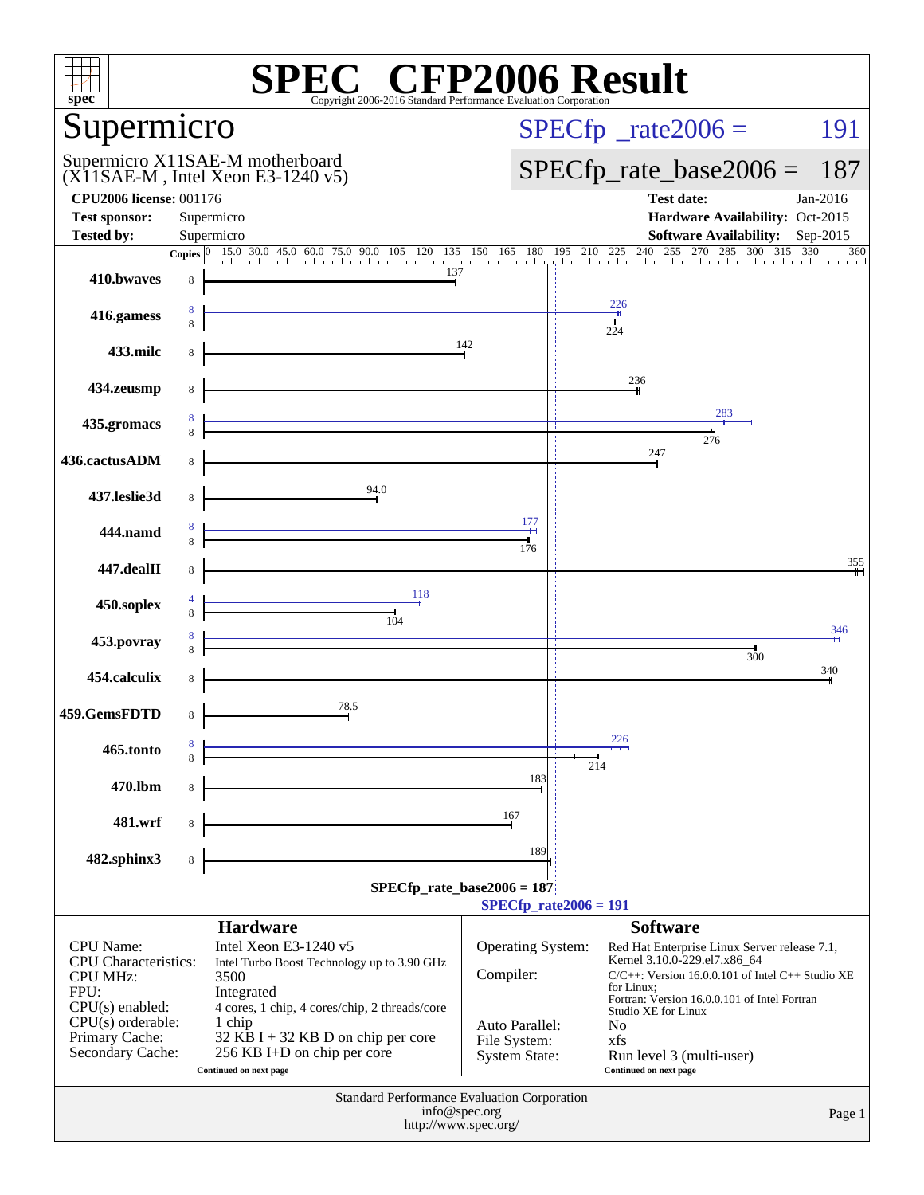# SPEC CFP2006 Result

Copyright 2006-2016 Standard Performance Evaluation Corporation

## Supermicro

Supermicro X11SAE-M motherboard
(X11SAE-M , Intel Xeon E3-1240 v5)

SPECfp_rate2006 = 191

SPECfp_rate_base2006 = 187

| | | | |
|---|---|---|---|
| **CPU2006 license:** 001176 | | **Test date:** | Jan-2016 |
| **Test sponsor:** | Supermicro | **Hardware Availability:** | Oct-2015 |
| **Tested by:** | Supermicro | **Software Availability:** | Sep-2015 |

| Benchmark | Copies (peak) | Copies (base) | Peak | Base |
|---|---|---|---|---|
| 410.bwaves | | 8 | | 137 |
| 416.gamess | 8 | 8 | 226 | 224 |
| 433.milc | | 8 | | 142 |
| 434.zeusmp | | 8 | | 236 |
| 435.gromacs | 8 | 8 | 283 | 276 |
| 436.cactusADM | | 8 | | 247 |
| 437.leslie3d | | 8 | | 94.0 |
| 444.namd | 8 | 8 | 177 | 176 |
| 447.dealII | | 8 | | 355 |
| 450.soplex | 4 | 8 | 118 | 104 |
| 453.povray | 8 | 8 | 346 | 300 |
| 454.calculix | | 8 | | 340 |
| 459.GemsFDTD | | 8 | | 78.5 |
| 465.tonto | 8 | 8 | 226 | 214 |
| 470.lbm | | 8 | | 183 |
| 481.wrf | | 8 | | 167 |
| 482.sphinx3 | | 8 | | 189 |

SPECfp_rate_base2006 = 187

SPECfp_rate2006 = 191

### Hardware

| | |
|---|---|
| CPU Name: | Intel Xeon E3-1240 v5 |
| CPU Characteristics: | Intel Turbo Boost Technology up to 3.90 GHz |
| CPU MHz: | 3500 |
| FPU: | Integrated |
| CPU(s) enabled: | 4 cores, 1 chip, 4 cores/chip, 2 threads/core |
| CPU(s) orderable: | 1 chip |
| Primary Cache: | 32 KB I + 32 KB D on chip per core |
| Secondary Cache: | 256 KB I+D on chip per core |

Continued on next page

### Software

| | |
|---|---|
| Operating System: | Red Hat Enterprise Linux Server release 7.1, Kernel 3.10.0-229.el7.x86_64 |
| Compiler: | C/C++: Version 16.0.0.101 of Intel C++ Studio XE for Linux; Fortran: Version 16.0.0.101 of Intel Fortran Studio XE for Linux |
| Auto Parallel: | No |
| File System: | xfs |
| System State: | Run level 3 (multi-user) |

Continued on next page

Standard Performance Evaluation Corporation
info@spec.org
http://www.spec.org/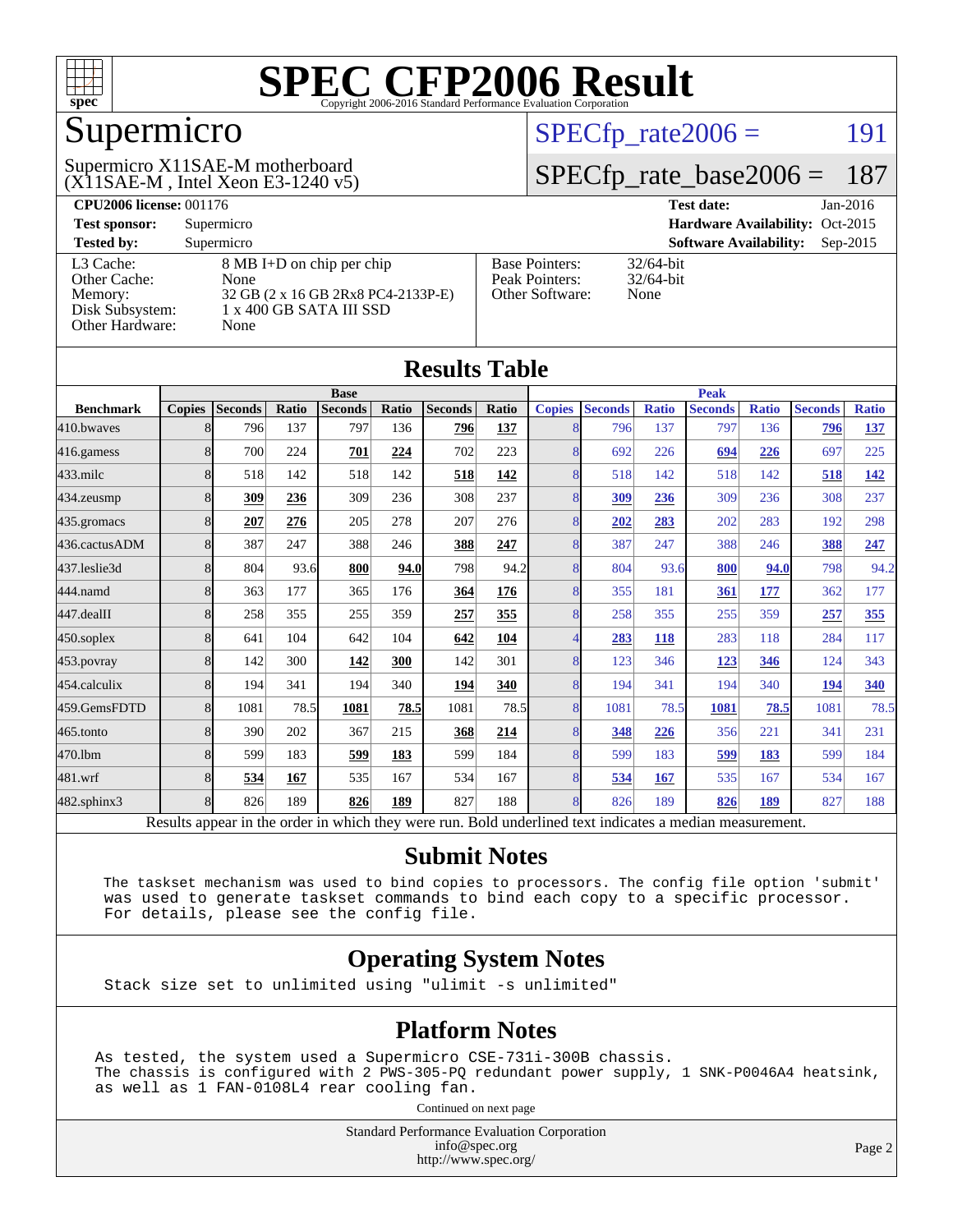# SPEC CFP2006 Result

Copyright 2006-2016 Standard Performance Evaluation Corporation

## Supermicro

Supermicro X11SAE-M motherboard
(X11SAE-M , Intel Xeon E3-1240 v5)

SPECfp_rate2006 = 191

SPECfp_rate_base2006 = 187

| | | | |
|---|---|---|---|
| **CPU2006 license:** 001176 | | **Test date:** | Jan-2016 |
| **Test sponsor:** | Supermicro | **Hardware Availability:** | Oct-2015 |
| **Tested by:** | Supermicro | **Software Availability:** | Sep-2015 |

| | | | |
|---|---|---|---|
| L3 Cache: | 8 MB I+D on chip per chip | Base Pointers: | 32/64-bit |
| Other Cache: | None | Peak Pointers: | 32/64-bit |
| Memory: | 32 GB (2 x 16 GB 2Rx8 PC4-2133P-E) | Other Software: | None |
| Disk Subsystem: | 1 x 400 GB SATA III SSD | | |
| Other Hardware: | None | | |

## Results Table

| | Base | | | | | | | Peak | | | | | | |
|---|---|---|---|---|---|---|---|---|---|---|---|---|---|---|
| **Benchmark** | **Copies** | **Seconds** | **Ratio** | **Seconds** | **Ratio** | **Seconds** | **Ratio** | **Copies** | **Seconds** | **Ratio** | **Seconds** | **Ratio** | **Seconds** | **Ratio** |
| 410.bwaves | 8 | 796 | 137 | 797 | 136 | **796** | **137** | 8 | 796 | 137 | 797 | 136 | **796** | **137** |
| 416.gamess | 8 | 700 | 224 | **701** | **224** | 702 | 223 | 8 | 692 | 226 | **694** | **226** | 697 | 225 |
| 433.milc | 8 | 518 | 142 | 518 | 142 | **518** | **142** | 8 | 518 | 142 | 518 | 142 | **518** | **142** |
| 434.zeusmp | 8 | **309** | **236** | 309 | 236 | 308 | 237 | 8 | **309** | **236** | 309 | 236 | 308 | 237 |
| 435.gromacs | 8 | **207** | **276** | 205 | 278 | 207 | 276 | 8 | **202** | **283** | 202 | 283 | 192 | 298 |
| 436.cactusADM | 8 | 387 | 247 | 388 | 246 | **388** | **247** | 8 | 387 | 247 | 388 | 246 | **388** | **247** |
| 437.leslie3d | 8 | 804 | 93.6 | **800** | **94.0** | 798 | 94.2 | 8 | 804 | 93.6 | **800** | **94.0** | 798 | 94.2 |
| 444.namd | 8 | 363 | 177 | 365 | 176 | **364** | **176** | 8 | 355 | 181 | **361** | **177** | 362 | 177 |
| 447.dealII | 8 | 258 | 355 | 255 | 359 | **257** | **355** | 8 | 258 | 355 | 255 | 359 | **257** | **355** |
| 450.soplex | 8 | 641 | 104 | 642 | 104 | **642** | **104** | 4 | **283** | **118** | 283 | 118 | 284 | 117 |
| 453.povray | 8 | 142 | 300 | **142** | **300** | 142 | 301 | 8 | 123 | 346 | **123** | **346** | 124 | 343 |
| 454.calculix | 8 | 194 | 341 | 194 | 340 | **194** | **340** | 8 | 194 | 341 | 194 | 340 | **194** | **340** |
| 459.GemsFDTD | 8 | 1081 | 78.5 | **1081** | **78.5** | 1081 | 78.5 | 8 | 1081 | 78.5 | **1081** | **78.5** | 1081 | 78.5 |
| 465.tonto | 8 | 390 | 202 | 367 | 215 | **368** | **214** | 8 | **348** | **226** | 356 | 221 | 341 | 231 |
| 470.lbm | 8 | 599 | 183 | **599** | **183** | 599 | 184 | 8 | 599 | 183 | **599** | **183** | 599 | 184 |
| 481.wrf | 8 | **534** | **167** | 535 | 167 | 534 | 167 | 8 | **534** | **167** | 535 | 167 | 534 | 167 |
| 482.sphinx3 | 8 | 826 | 189 | **826** | **189** | 827 | 188 | 8 | 826 | 189 | **826** | **189** | 827 | 188 |

Results appear in the order in which they were run. Bold underlined text indicates a median measurement.

## Submit Notes

```
The taskset mechanism was used to bind copies to processors. The config file option 'submit'
was used to generate taskset commands to bind each copy to a specific processor.
For details, please see the config file.
```

## Operating System Notes

```
Stack size set to unlimited using "ulimit -s unlimited"
```

## Platform Notes

```
As tested, the system used a Supermicro CSE-731i-300B chassis.
The chassis is configured with 2 PWS-305-PQ redundant power supply, 1 SNK-P0046A4 heatsink,
as well as 1 FAN-0108L4 rear cooling fan.
```

Continued on next page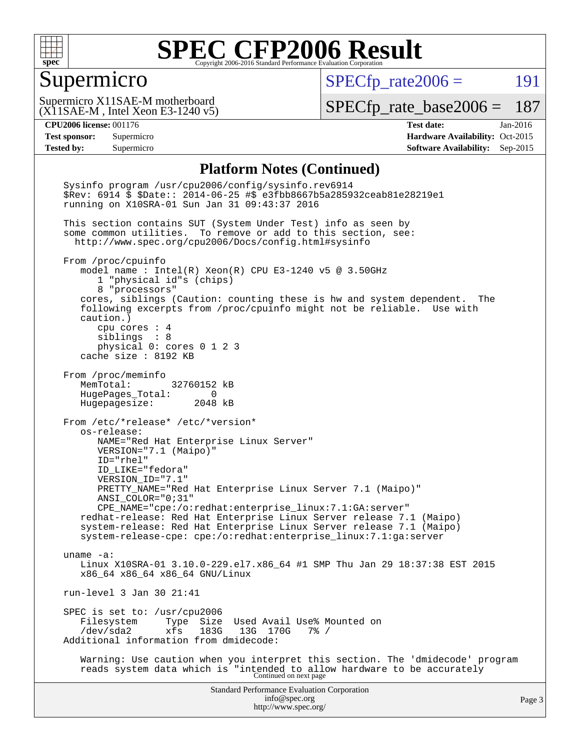# SPEC CFP2006 Result

Copyright 2006-2016 Standard Performance Evaluation Corporation

## Supermicro

Supermicro X11SAE-M motherboard
(X11SAE-M , Intel Xeon E3-1240 v5)

SPECfp_rate2006 = 191

SPECfp_rate_base2006 = 187

**CPU2006 license:** 001176
**Test sponsor:** Supermicro
**Tested by:** Supermicro

**Test date:** Jan-2016
**Hardware Availability:** Oct-2015
**Software Availability:** Sep-2015

### Platform Notes (Continued)

```
Sysinfo program /usr/cpu2006/config/sysinfo.rev6914
$Rev: 6914 $ $Date:: 2014-06-25 #$ e3fbb8667b5a285932ceab81e28219e1
running on X10SRA-01 Sun Jan 31 09:43:37 2016

This section contains SUT (System Under Test) info as seen by
some common utilities.  To remove or add to this section, see:
  http://www.spec.org/cpu2006/Docs/config.html#sysinfo

From /proc/cpuinfo
   model name : Intel(R) Xeon(R) CPU E3-1240 v5 @ 3.50GHz
      1 "physical id"s (chips)
      8 "processors"
   cores, siblings (Caution: counting these is hw and system dependent.  The
   following excerpts from /proc/cpuinfo might not be reliable.  Use with
   caution.)
      cpu cores : 4
      siblings  : 8
      physical 0: cores 0 1 2 3
   cache size : 8192 KB

From /proc/meminfo
   MemTotal:       32760152 kB
   HugePages_Total:       0
   Hugepagesize:       2048 kB

From /etc/*release* /etc/*version*
   os-release:
      NAME="Red Hat Enterprise Linux Server"
      VERSION="7.1 (Maipo)"
      ID="rhel"
      ID_LIKE="fedora"
      VERSION_ID="7.1"
      PRETTY_NAME="Red Hat Enterprise Linux Server 7.1 (Maipo)"
      ANSI_COLOR="0;31"
      CPE_NAME="cpe:/o:redhat:enterprise_linux:7.1:GA:server"
   redhat-release: Red Hat Enterprise Linux Server release 7.1 (Maipo)
   system-release: Red Hat Enterprise Linux Server release 7.1 (Maipo)
   system-release-cpe: cpe:/o:redhat:enterprise_linux:7.1:ga:server

uname -a:
   Linux X10SRA-01 3.10.0-229.el7.x86_64 #1 SMP Thu Jan 29 18:37:38 EST 2015
   x86_64 x86_64 x86_64 GNU/Linux

run-level 3 Jan 30 21:41

SPEC is set to: /usr/cpu2006
   Filesystem     Type  Size  Used Avail Use% Mounted on
   /dev/sda2      xfs   183G   13G  170G   7% /
Additional information from dmidecode:

   Warning: Use caution when you interpret this section. The 'dmidecode' program
   reads system data which is "intended to allow hardware to be accurately
```

Continued on next page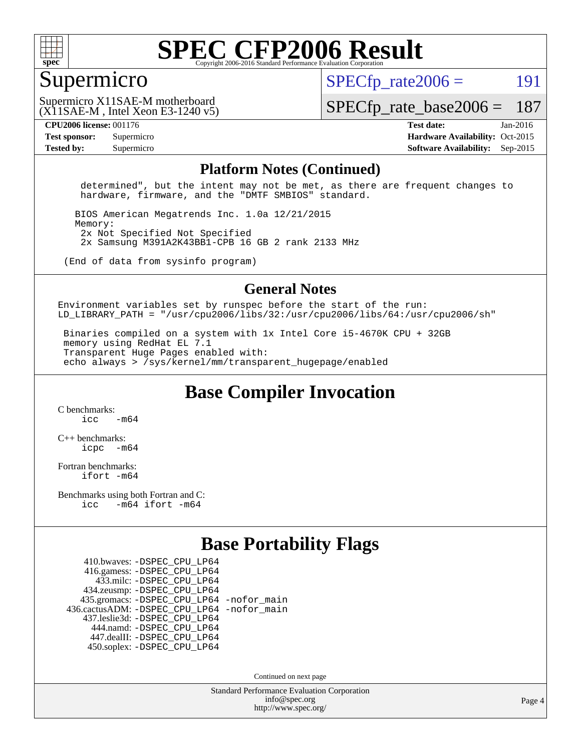# SPEC CFP2006 Result

Copyright 2006-2016 Standard Performance Evaluation Corporation

## Supermicro

Supermicro X11SAE-M motherboard
(X11SAE-M , Intel Xeon E3-1240 v5)

SPECfp_rate2006 = 191

SPECfp_rate_base2006 = 187

| | | | |
|---|---|---|---|
| **CPU2006 license:** | 001176 | **Test date:** | Jan-2016 |
| **Test sponsor:** | Supermicro | **Hardware Availability:** | Oct-2015 |
| **Tested by:** | Supermicro | **Software Availability:** | Sep-2015 |

### Platform Notes (Continued)

```
    determined", but the intent may not be met, as there are frequent changes to
    hardware, firmware, and the "DMTF SMBIOS" standard.

   BIOS American Megatrends Inc. 1.0a 12/21/2015
   Memory:
    2x Not Specified Not Specified
    2x Samsung M391A2K43BB1-CPB 16 GB 2 rank 2133 MHz

 (End of data from sysinfo program)
```

### General Notes

```
Environment variables set by runspec before the start of the run:
LD_LIBRARY_PATH = "/usr/cpu2006/libs/32:/usr/cpu2006/libs/64:/usr/cpu2006/sh"

 Binaries compiled on a system with 1x Intel Core i5-4670K CPU + 32GB
 memory using RedHat EL 7.1
 Transparent Huge Pages enabled with:
 echo always > /sys/kernel/mm/transparent_hugepage/enabled
```

## Base Compiler Invocation

C benchmarks:
    icc   -m64

C++ benchmarks:
    icpc  -m64

Fortran benchmarks:
    ifort -m64

Benchmarks using both Fortran and C:
    icc   -m64 ifort -m64

## Base Portability Flags

```
    410.bwaves: -DSPEC_CPU_LP64
    416.gamess: -DSPEC_CPU_LP64
      433.milc: -DSPEC_CPU_LP64
    434.zeusmp: -DSPEC_CPU_LP64
   435.gromacs: -DSPEC_CPU_LP64 -nofor_main
436.cactusADM: -DSPEC_CPU_LP64 -nofor_main
   437.leslie3d: -DSPEC_CPU_LP64
      444.namd: -DSPEC_CPU_LP64
    447.dealII: -DSPEC_CPU_LP64
    450.soplex: -DSPEC_CPU_LP64
```

Continued on next page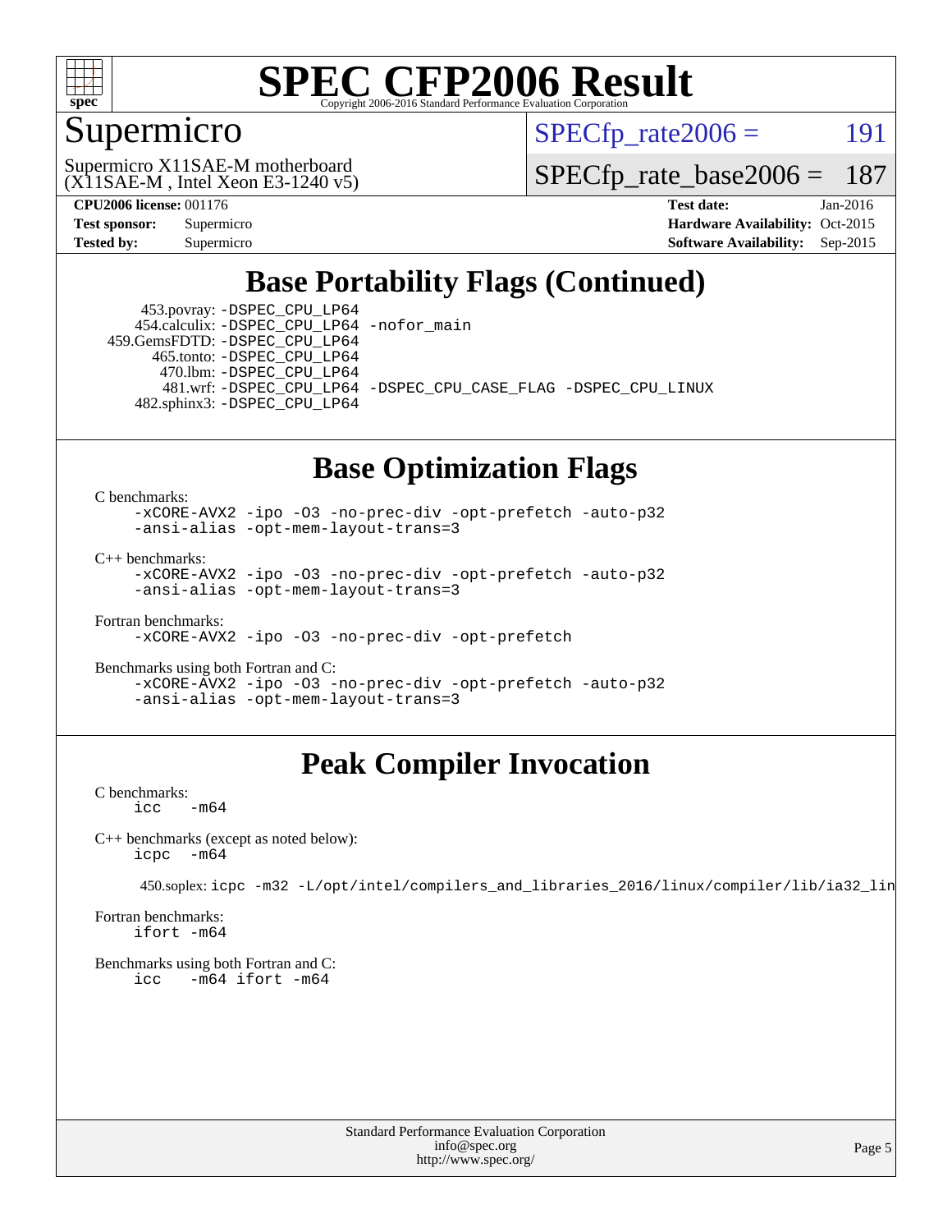## Base Portability Flags (Continued)

453.povray: -DSPEC_CPU_LP64
454.calculix: -DSPEC_CPU_LP64 -nofor_main
459.GemsFDTD: -DSPEC_CPU_LP64
465.tonto: -DSPEC_CPU_LP64
470.lbm: -DSPEC_CPU_LP64
481.wrf: -DSPEC_CPU_LP64 -DSPEC_CPU_CASE_FLAG -DSPEC_CPU_LINUX
482.sphinx3: -DSPEC_CPU_LP64

## Base Optimization Flags

C benchmarks:

```
-xCORE-AVX2 -ipo -O3 -no-prec-div -opt-prefetch -auto-p32
-ansi-alias -opt-mem-layout-trans=3
```

C++ benchmarks:

```
-xCORE-AVX2 -ipo -O3 -no-prec-div -opt-prefetch -auto-p32
-ansi-alias -opt-mem-layout-trans=3
```

Fortran benchmarks:

```
-xCORE-AVX2 -ipo -O3 -no-prec-div -opt-prefetch
```

Benchmarks using both Fortran and C:

```
-xCORE-AVX2 -ipo -O3 -no-prec-div -opt-prefetch -auto-p32
-ansi-alias -opt-mem-layout-trans=3
```

## Peak Compiler Invocation

C benchmarks:

```
icc   -m64
```

C++ benchmarks (except as noted below):

```
icpc  -m64
```

450.soplex: icpc -m32 -L/opt/intel/compilers_and_libraries_2016/linux/compiler/lib/ia32_lin

Fortran benchmarks:

```
ifort -m64
```

Benchmarks using both Fortran and C:

```
icc   -m64 ifort -m64
```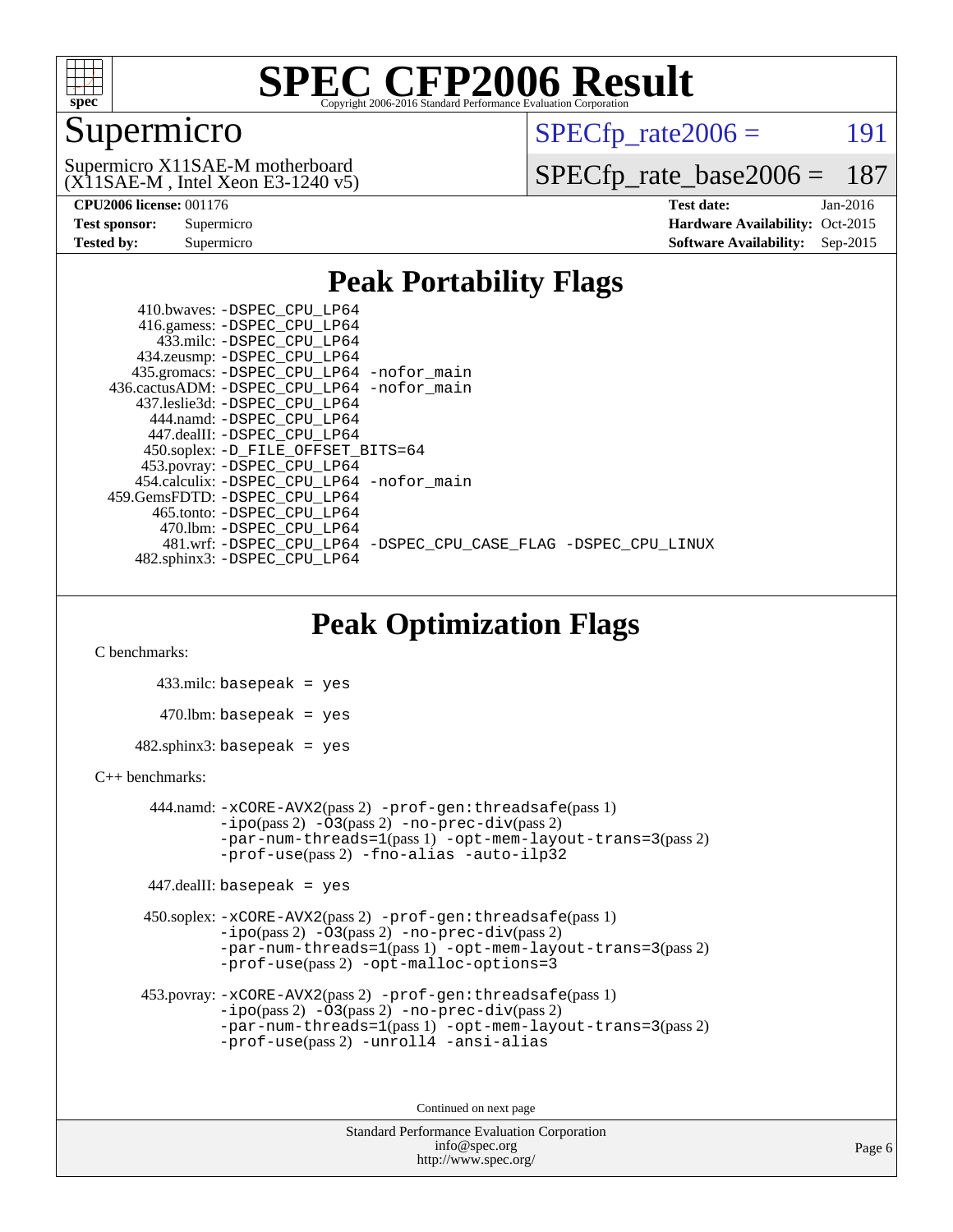# SPEC CFP2006 Result

Copyright 2006-2016 Standard Performance Evaluation Corporation

## Supermicro

Supermicro X11SAE-M motherboard
(X11SAE-M , Intel Xeon E3-1240 v5)

SPECfp_rate2006 = 191

SPECfp_rate_base2006 = 187

| | | | |
|---|---|---|---|
| **CPU2006 license:** | 001176 | **Test date:** | Jan-2016 |
| **Test sponsor:** | Supermicro | **Hardware Availability:** | Oct-2015 |
| **Tested by:** | Supermicro | **Software Availability:** | Sep-2015 |

## Peak Portability Flags

410.bwaves: -DSPEC_CPU_LP64
416.gamess: -DSPEC_CPU_LP64
433.milc: -DSPEC_CPU_LP64
434.zeusmp: -DSPEC_CPU_LP64
435.gromacs: -DSPEC_CPU_LP64 -nofor_main
436.cactusADM: -DSPEC_CPU_LP64 -nofor_main
437.leslie3d: -DSPEC_CPU_LP64
444.namd: -DSPEC_CPU_LP64
447.dealII: -DSPEC_CPU_LP64
450.soplex: -D_FILE_OFFSET_BITS=64
453.povray: -DSPEC_CPU_LP64
454.calculix: -DSPEC_CPU_LP64 -nofor_main
459.GemsFDTD: -DSPEC_CPU_LP64
465.tonto: -DSPEC_CPU_LP64
470.lbm: -DSPEC_CPU_LP64
481.wrf: -DSPEC_CPU_LP64 -DSPEC_CPU_CASE_FLAG -DSPEC_CPU_LINUX
482.sphinx3: -DSPEC_CPU_LP64

## Peak Optimization Flags

C benchmarks:

433.milc: basepeak = yes

470.lbm: basepeak = yes

482.sphinx3: basepeak = yes

C++ benchmarks:

444.namd: -xCORE-AVX2(pass 2) -prof-gen:threadsafe(pass 1) -ipo(pass 2) -O3(pass 2) -no-prec-div(pass 2) -par-num-threads=1(pass 1) -opt-mem-layout-trans=3(pass 2) -prof-use(pass 2) -fno-alias -auto-ilp32

447.dealII: basepeak = yes

450.soplex: -xCORE-AVX2(pass 2) -prof-gen:threadsafe(pass 1) -ipo(pass 2) -O3(pass 2) -no-prec-div(pass 2) -par-num-threads=1(pass 1) -opt-mem-layout-trans=3(pass 2) -prof-use(pass 2) -opt-malloc-options=3

453.povray: -xCORE-AVX2(pass 2) -prof-gen:threadsafe(pass 1) -ipo(pass 2) -O3(pass 2) -no-prec-div(pass 2) -par-num-threads=1(pass 1) -opt-mem-layout-trans=3(pass 2) -prof-use(pass 2) -unroll4 -ansi-alias

Continued on next page

Standard Performance Evaluation Corporation
info@spec.org
http://www.spec.org/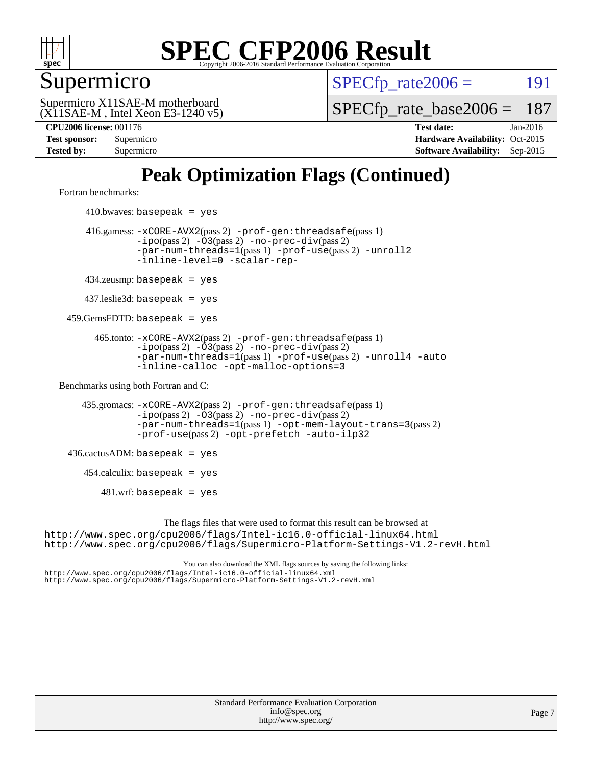# Supermicro

Supermicro X11SAE-M motherboard
(X11SAE-M , Intel Xeon E3-1240 v5)

SPECfp_rate2006 = 191

SPECfp_rate_base2006 = 187

**CPU2006 license:** 001176
**Test sponsor:** Supermicro
**Tested by:** Supermicro

**Test date:** Jan-2016
**Hardware Availability:** Oct-2015
**Software Availability:** Sep-2015

## Peak Optimization Flags (Continued)

Fortran benchmarks:

410.bwaves: basepeak = yes

416.gamess: -xCORE-AVX2(pass 2) -prof-gen:threadsafe(pass 1) -ipo(pass 2) -O3(pass 2) -no-prec-div(pass 2) -par-num-threads=1(pass 1) -prof-use(pass 2) -unroll2 -inline-level=0 -scalar-rep-

434.zeusmp: basepeak = yes

437.leslie3d: basepeak = yes

459.GemsFDTD: basepeak = yes

465.tonto: -xCORE-AVX2(pass 2) -prof-gen:threadsafe(pass 1) -ipo(pass 2) -O3(pass 2) -no-prec-div(pass 2) -par-num-threads=1(pass 1) -prof-use(pass 2) -unroll4 -auto -inline-calloc -opt-malloc-options=3

Benchmarks using both Fortran and C:

435.gromacs: -xCORE-AVX2(pass 2) -prof-gen:threadsafe(pass 1) -ipo(pass 2) -O3(pass 2) -no-prec-div(pass 2) -par-num-threads=1(pass 1) -opt-mem-layout-trans=3(pass 2) -prof-use(pass 2) -opt-prefetch -auto-ilp32

436.cactusADM: basepeak = yes

454.calculix: basepeak = yes

481.wrf: basepeak = yes

The flags files that were used to format this result can be browsed at
http://www.spec.org/cpu2006/flags/Intel-ic16.0-official-linux64.html
http://www.spec.org/cpu2006/flags/Supermicro-Platform-Settings-V1.2-revH.html

You can also download the XML flags sources by saving the following links:
http://www.spec.org/cpu2006/flags/Intel-ic16.0-official-linux64.xml
http://www.spec.org/cpu2006/flags/Supermicro-Platform-Settings-V1.2-revH.xml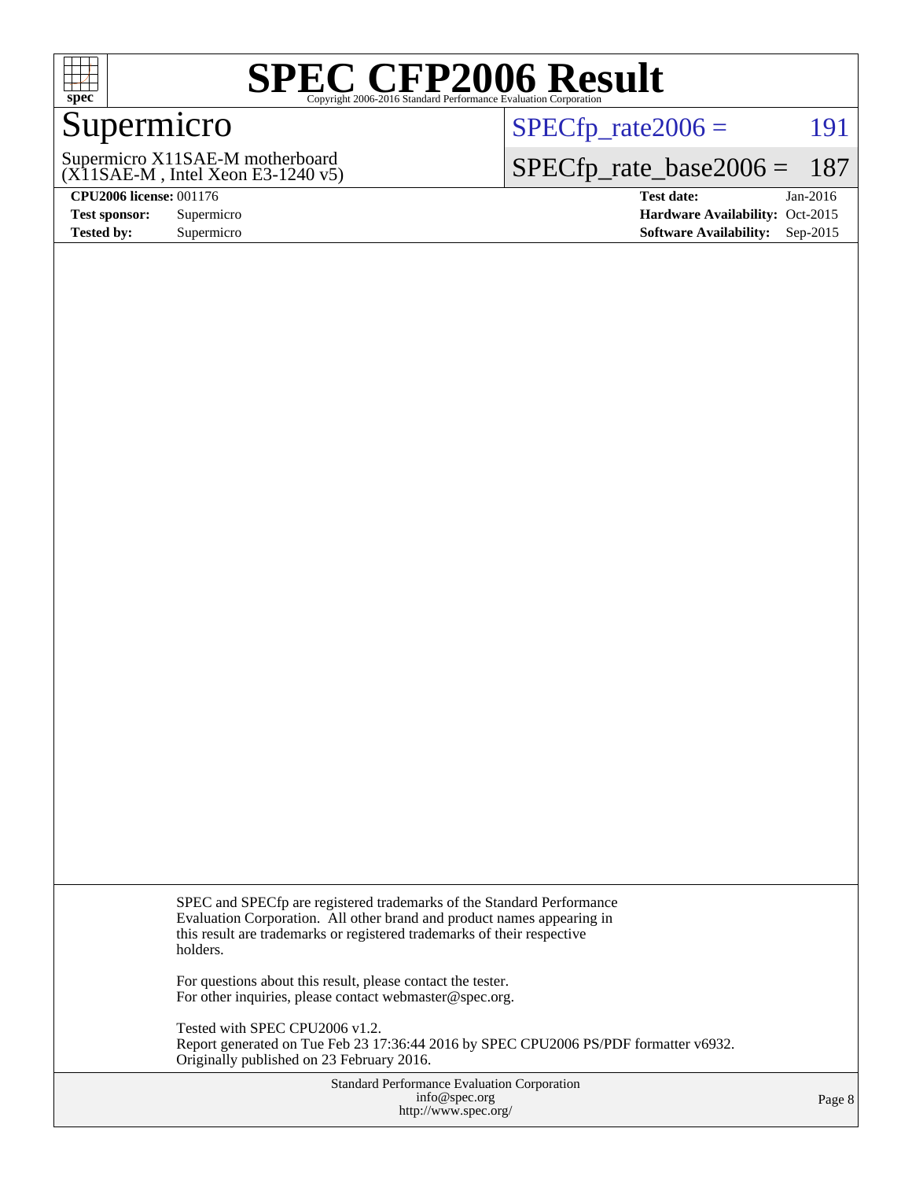SPEC and SPECfp are registered trademarks of the Standard Performance Evaluation Corporation. All other brand and product names appearing in this result are trademarks or registered trademarks of their respective holders.

For questions about this result, please contact the tester.
For other inquiries, please contact webmaster@spec.org.

Tested with SPEC CPU2006 v1.2.
Report generated on Tue Feb 23 17:36:44 2016 by SPEC CPU2006 PS/PDF formatter v6932.
Originally published on 23 February 2016.